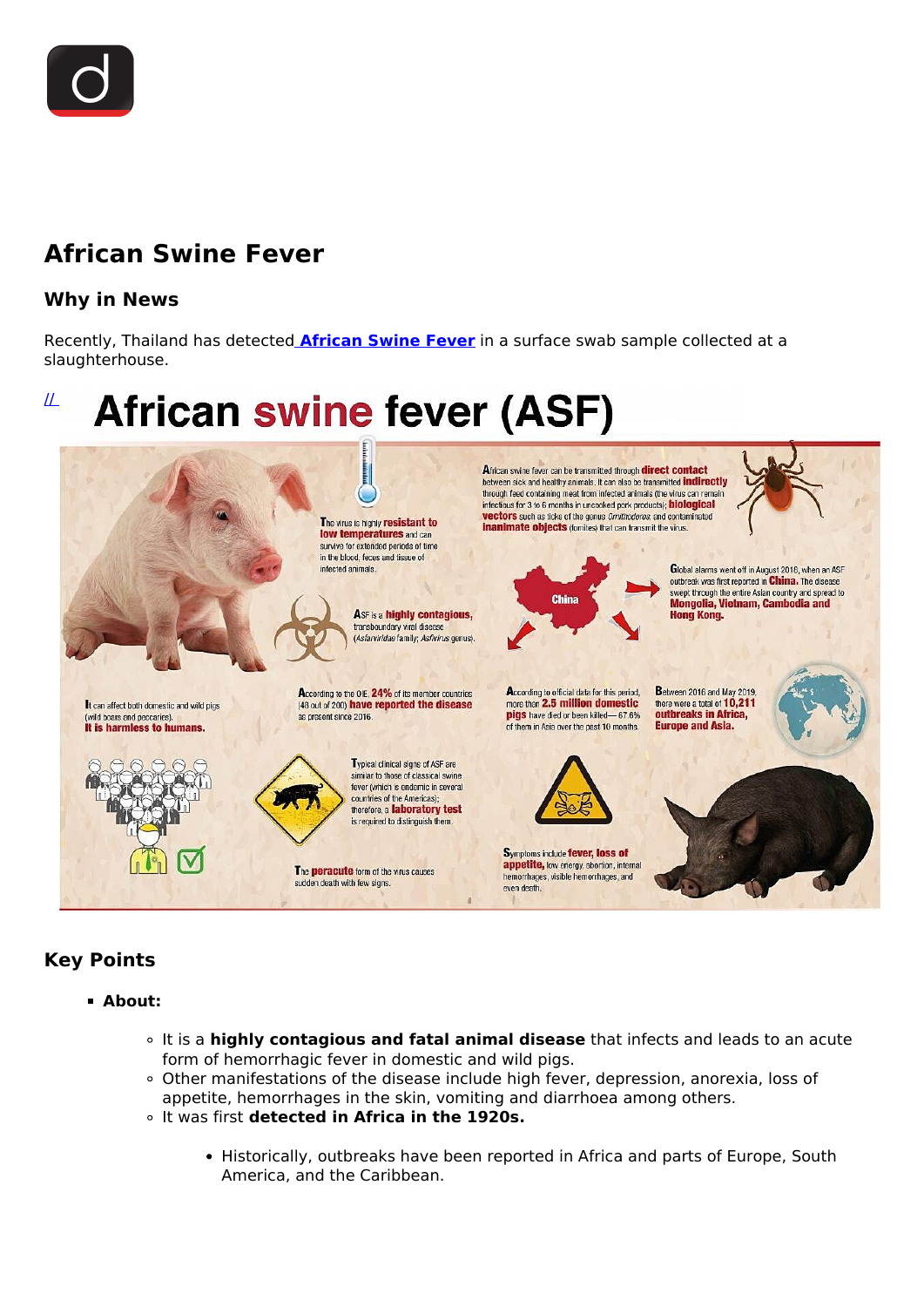# African Swine Fever

## Why in News

Recently, Thailand has detected **African Swine Fever** in a surface swab sample collected at a slaughterhouse.

## Key Points

- **About:**
  - It is a **highly contagious and fatal animal disease** that infects and leads to an acute form of hemorrhagic fever in domestic and wild pigs.
  - Other manifestations of the disease include high fever, depression, anorexia, loss of appetite, hemorrhages in the skin, vomiting and diarrhoea among others.
  - It was first **detected in Africa in the 1920s.**
    - Historically, outbreaks have been reported in Africa and parts of Europe, South America, and the Caribbean.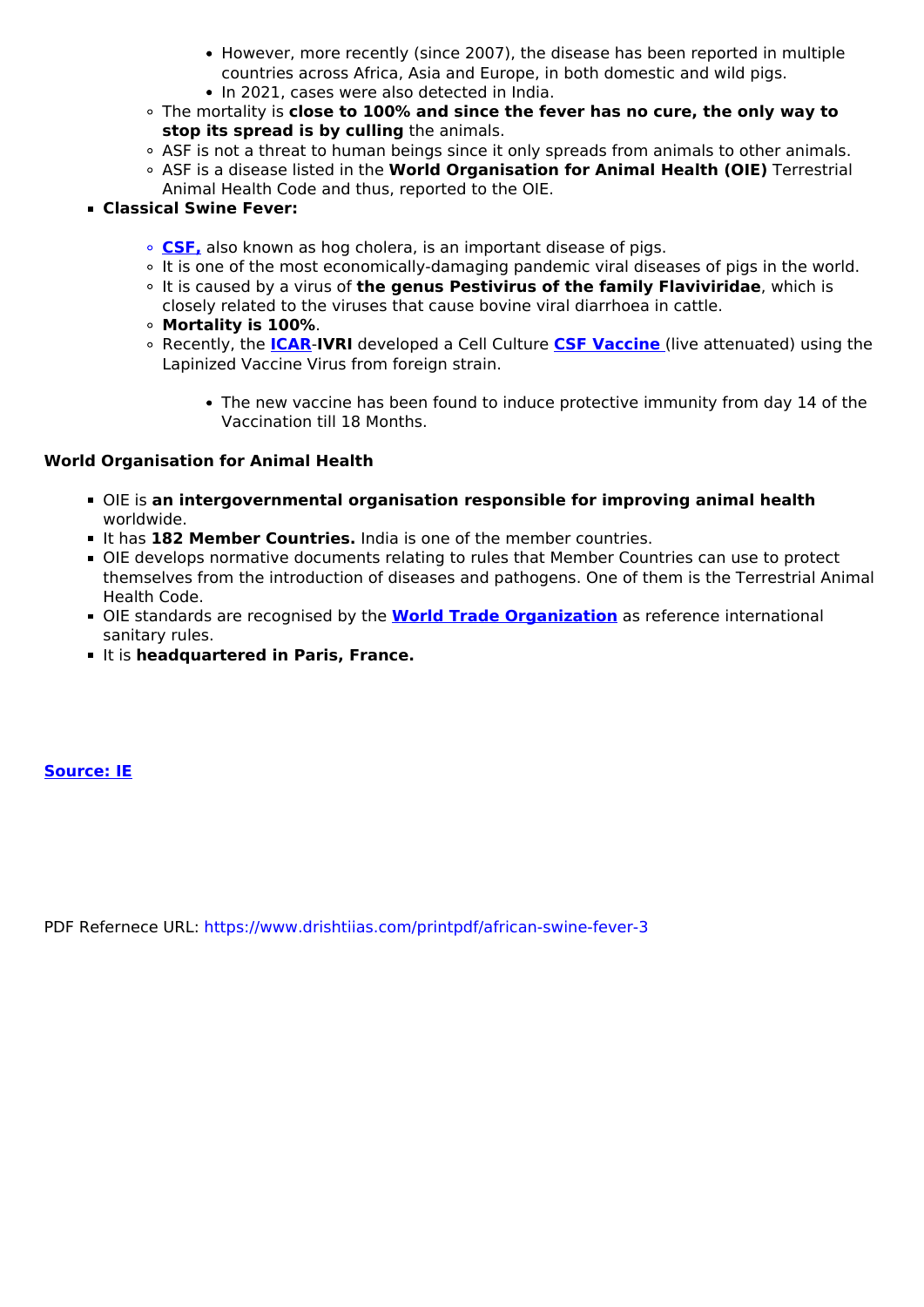- However, more recently (since 2007), the disease has been reported in multiple countries across Africa, Asia and Europe, in both domestic and wild pigs.
        - In 2021, cases were also detected in India.
    - The mortality is **close to 100% and since the fever has no cure, the only way to stop its spread is by culling** the animals.
    - ASF is not a threat to human beings since it only spreads from animals to other animals.
    - ASF is a disease listed in the **World Organisation for Animal Health (OIE)** Terrestrial Animal Health Code and thus, reported to the OIE.
- **Classical Swine Fever:**
    - **CSF,** also known as hog cholera, is an important disease of pigs.
    - It is one of the most economically-damaging pandemic viral diseases of pigs in the world.
    - It is caused by a virus of **the genus Pestivirus of the family Flaviviridae**, which is closely related to the viruses that cause bovine viral diarrhoea in cattle.
    - **Mortality is 100%**.
    - Recently, the **ICAR**-**IVRI** developed a Cell Culture **CSF Vaccine** (live attenuated) using the Lapinized Vaccine Virus from foreign strain.
        - The new vaccine has been found to induce protective immunity from day 14 of the Vaccination till 18 Months.

**World Organisation for Animal Health**

- OIE is **an intergovernmental organisation responsible for improving animal health** worldwide.
- It has **182 Member Countries.** India is one of the member countries.
- OIE develops normative documents relating to rules that Member Countries can use to protect themselves from the introduction of diseases and pathogens. One of them is the Terrestrial Animal Health Code.
- OIE standards are recognised by the **World Trade Organization** as reference international sanitary rules.
- It is **headquartered in Paris, France.**

**Source: IE**

PDF Refernece URL: https://www.drishtiias.com/printpdf/african-swine-fever-3